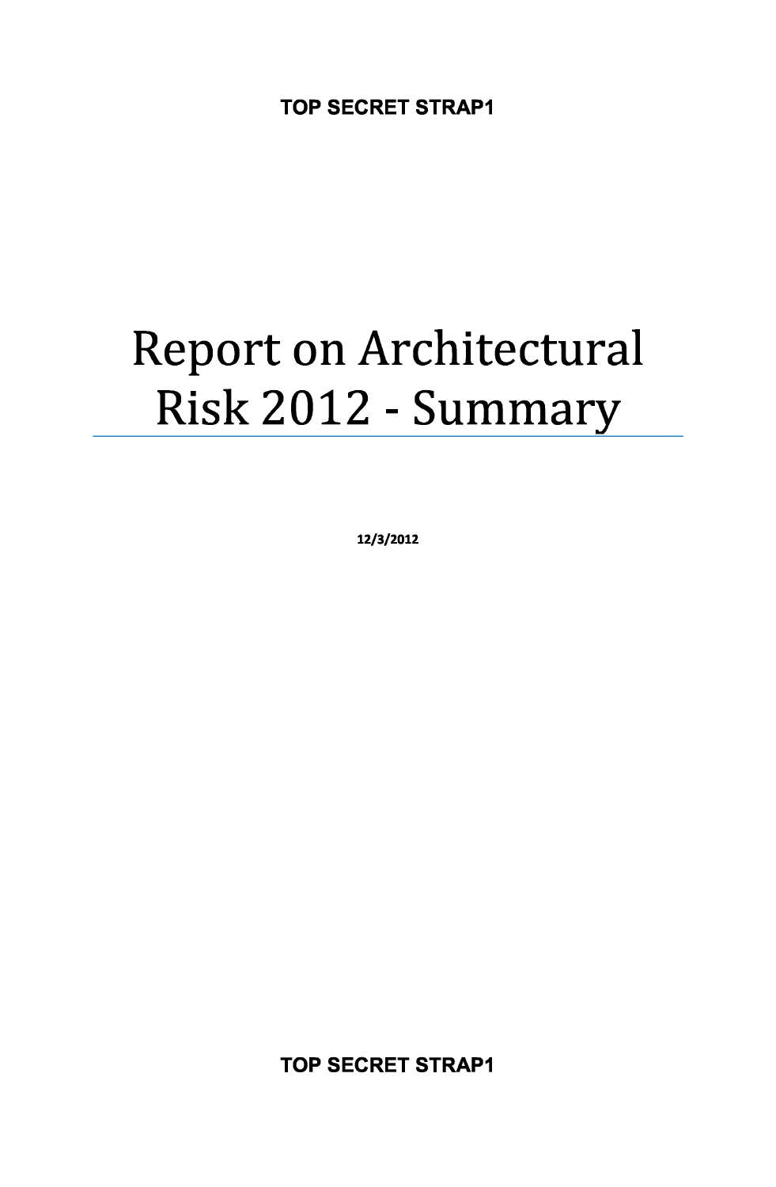# Report on Architectural Risk 2012 - Summary

**12/3/2012**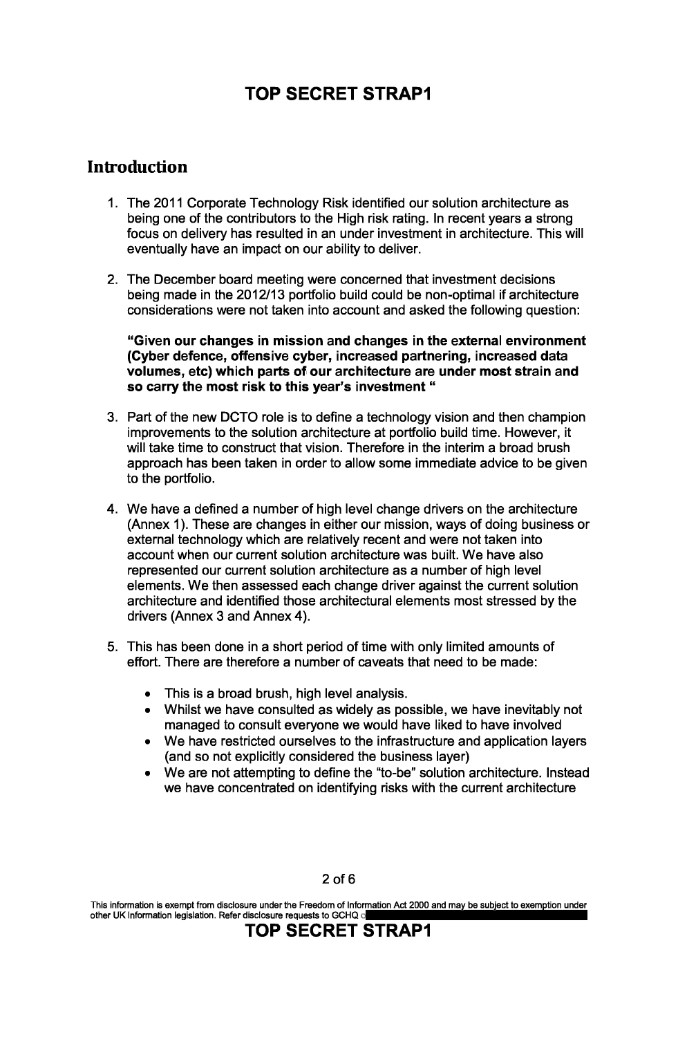## Introduction

1. The 2011 Corporate Technology Risk identified our solution architecture as being one of the contributors to the High risk rating. In recent years a strong focus on delivery has resulted in an under investment in architecture. This will eventually have an impact on our ability to deliver.

2. The December board meeting were concerned that investment decisions being made in the 2012/13 portfolio build could be non-optimal if architecture considerations were not taken into account and asked the following question:

   **"Given our changes in mission and changes in the external environment (Cyber defence, offensive cyber, increased partnering, increased data volumes, etc) which parts of our architecture are under most strain and so carry the most risk to this year's investment "**

3. Part of the new DCTO role is to define a technology vision and then champion improvements to the solution architecture at portfolio build time. However, it will take time to construct that vision. Therefore in the interim a broad brush approach has been taken in order to allow some immediate advice to be given to the portfolio.

4. We have a defined a number of high level change drivers on the architecture (Annex 1). These are changes in either our mission, ways of doing business or external technology which are relatively recent and were not taken into account when our current solution architecture was built. We have also represented our current solution architecture as a number of high level elements. We then assessed each change driver against the current solution architecture and identified those architectural elements most stressed by the drivers (Annex 3 and Annex 4).

5. This has been done in a short period of time with only limited amounts of effort. There are therefore a number of caveats that need to be made:

   - This is a broad brush, high level analysis.
   - Whilst we have consulted as widely as possible, we have inevitably not managed to consult everyone we would have liked to have involved
   - We have restricted ourselves to the infrastructure and application layers (and so not explicitly considered the business layer)
   - We are not attempting to define the "to-be" solution architecture. Instead we have concentrated on identifying risks with the current architecture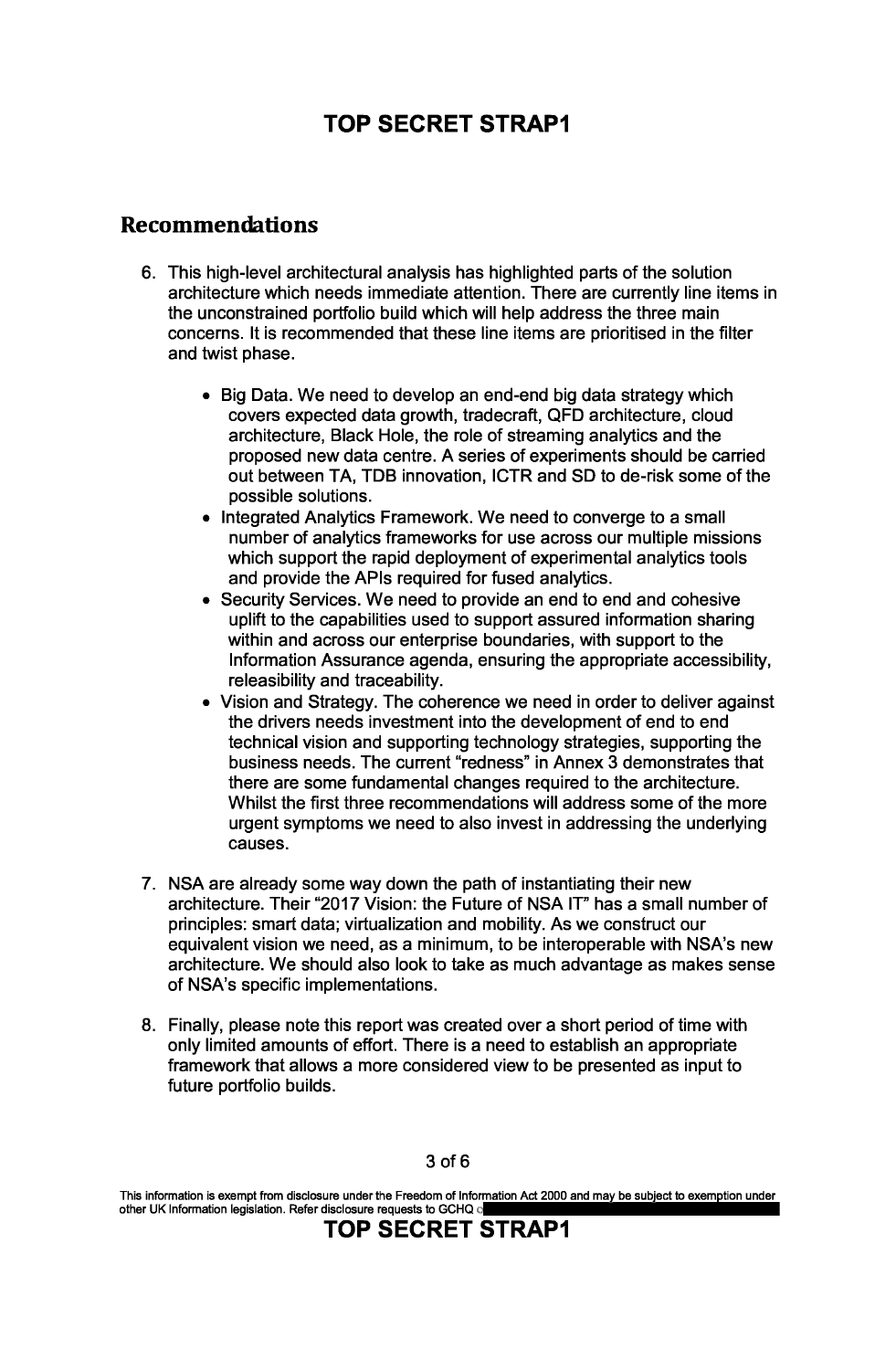## Recommendations

6. This high-level architectural analysis has highlighted parts of the solution architecture which needs immediate attention. There are currently line items in the unconstrained portfolio build which will help address the three main concerns. It is recommended that these line items are prioritised in the filter and twist phase.

   - Big Data. We need to develop an end-end big data strategy which covers expected data growth, tradecraft, QFD architecture, cloud architecture, Black Hole, the role of streaming analytics and the proposed new data centre. A series of experiments should be carried out between TA, TDB innovation, ICTR and SD to de-risk some of the possible solutions.
   - Integrated Analytics Framework. We need to converge to a small number of analytics frameworks for use across our multiple missions which support the rapid deployment of experimental analytics tools and provide the APIs required for fused analytics.
   - Security Services. We need to provide an end to end and cohesive uplift to the capabilities used to support assured information sharing within and across our enterprise boundaries, with support to the Information Assurance agenda, ensuring the appropriate accessibility, releasibility and traceability.
   - Vision and Strategy. The coherence we need in order to deliver against the drivers needs investment into the development of end to end technical vision and supporting technology strategies, supporting the business needs. The current "redness" in Annex 3 demonstrates that there are some fundamental changes required to the architecture. Whilst the first three recommendations will address some of the more urgent symptoms we need to also invest in addressing the underlying causes.

7. NSA are already some way down the path of instantiating their new architecture. Their "2017 Vision: the Future of NSA IT" has a small number of principles: smart data; virtualization and mobility. As we construct our equivalent vision we need, as a minimum, to be interoperable with NSA's new architecture. We should also look to take as much advantage as makes sense of NSA's specific implementations.

8. Finally, please note this report was created over a short period of time with only limited amounts of effort. There is a need to establish an appropriate framework that allows a more considered view to be presented as input to future portfolio builds.

This information is exempt from disclosure under the Freedom of Information Act 2000 and may be subject to exemption under other UK information legislation. Refer disclosure requests to GCHQ o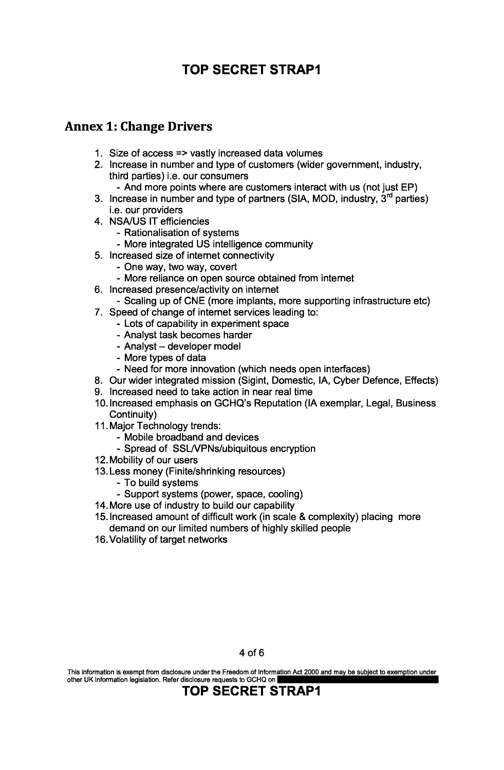## Annex 1: Change Drivers

1. Size of access => vastly increased data volumes
2. Increase in number and type of customers (wider government, industry, third parties) i.e. our consumers
   - And more points where are customers interact with us (not just EP)
3. Increase in number and type of partners (SIA, MOD, industry, 3rd parties) i.e. our providers
4. NSA/US IT efficiencies
   - Rationalisation of systems
   - More integrated US intelligence community
5. Increased size of internet connectivity
   - One way, two way, covert
   - More reliance on open source obtained from internet
6. Increased presence/activity on internet
   - Scaling up of CNE (more implants, more supporting infrastructure etc)
7. Speed of change of internet services leading to:
   - Lots of capability in experiment space
   - Analyst task becomes harder
   - Analyst – developer model
   - More types of data
   - Need for more innovation (which needs open interfaces)
8. Our wider integrated mission (Sigint, Domestic, IA, Cyber Defence, Effects)
9. Increased need to take action in near real time
10. Increased emphasis on GCHQ's Reputation (IA exemplar, Legal, Business Continuity)
11. Major Technology trends:
    - Mobile broadband and devices
    - Spread of SSL/VPNs/ubiquitous encryption
12. Mobility of our users
13. Less money (Finite/shrinking resources)
    - To build systems
    - Support systems (power, space, cooling)
14. More use of industry to build our capability
15. Increased amount of difficult work (in scale & complexity) placing more demand on our limited numbers of highly skilled people
16. Volatility of target networks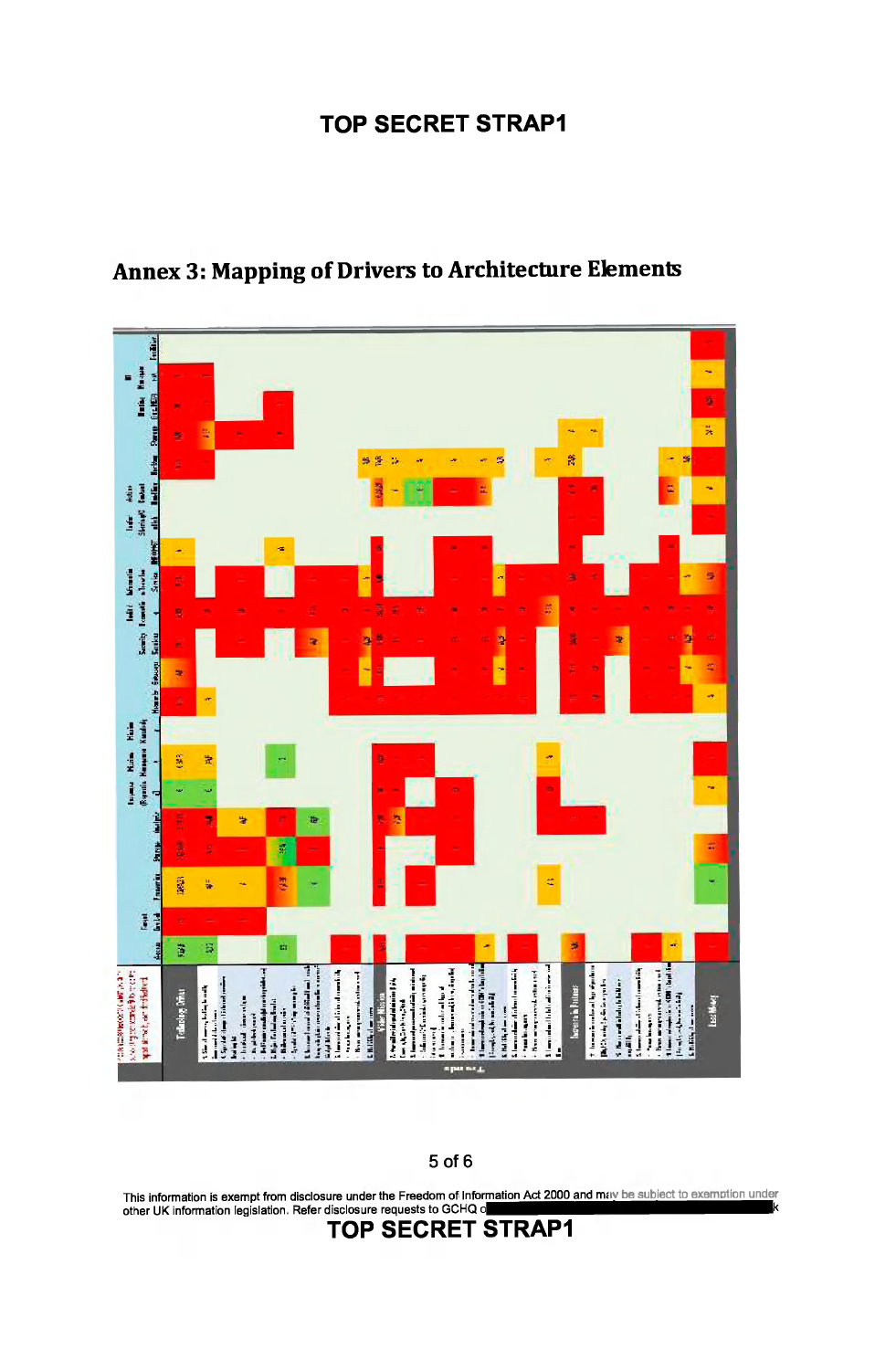## Annex 3: Mapping of Drivers to Architecture Elements

This information is exempt from disclosure under the Freedom of Information Act 2000 and may be subject to exemption under other UK information legislation. Refer disclosure requests to GCHQ o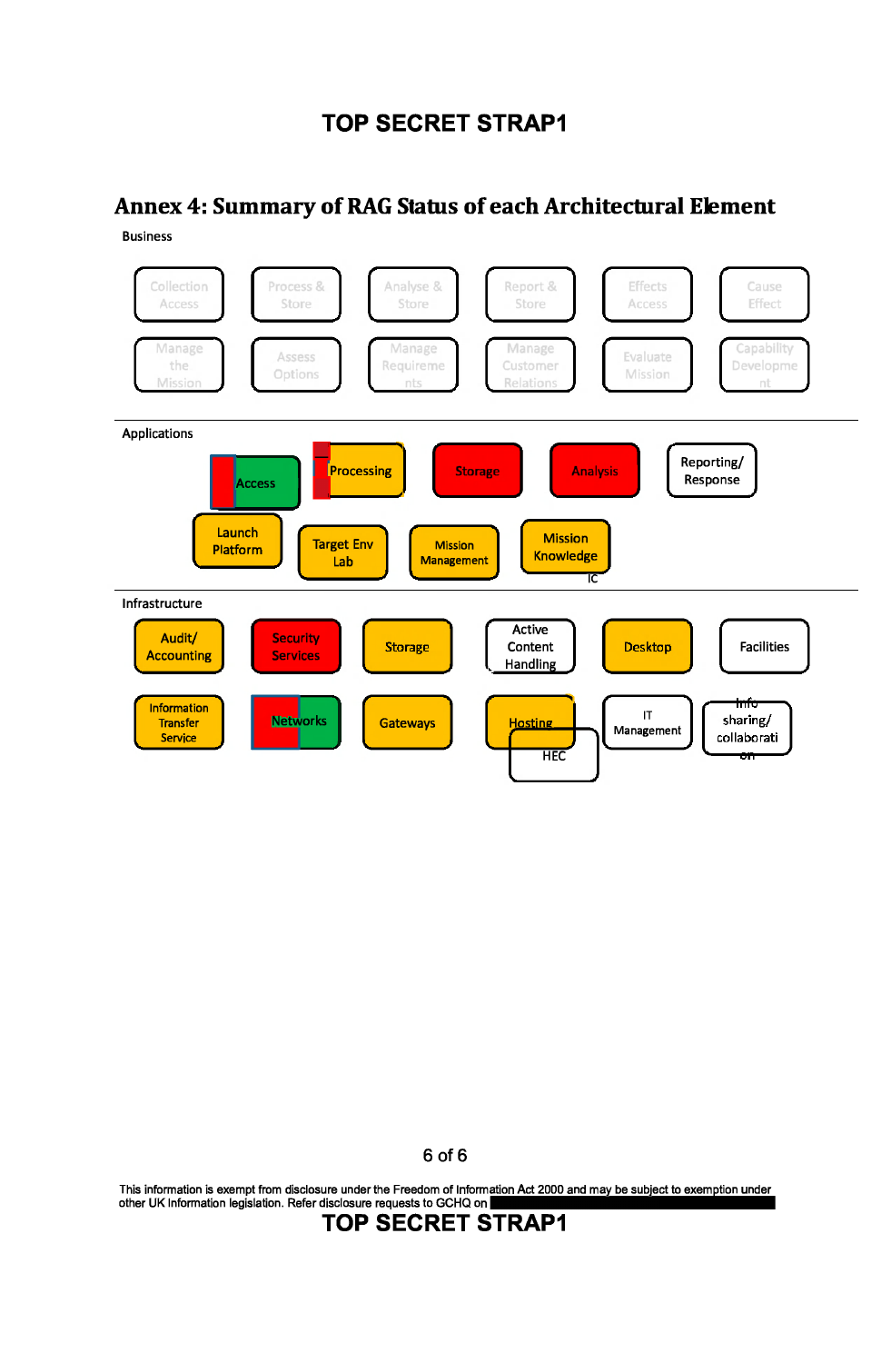TOP SECRET STRAP1

## Annex 4: Summary of RAG Status of each Architectural Element

Business

Collection Access

Process & Store

Analyse & Store

Report & Store

Effects Access

Cause Effect

Manage the Mission

Assess Options

Manage Requirements

Manage Customer Relations

Evaluate Mission

Capability Development

Applications

Access

Processing

Storage

Analysis

Reporting/ Response

Launch Platform

Target Env Lab

Mission Management

Mission Knowledge

IC

Infrastructure

Audit/ Accounting

Security Services

Storage

Active Content Handling

Desktop

Facilities

Information Transfer Service

Networks

Gateways

Hosting

HEC

IT Management

Info sharing/ collaboration

This information is exempt from disclosure under the Freedom of Information Act 2000 and may be subject to exemption under other UK information legislation. Refer disclosure requests to GCHQ on

TOP SECRET STRAP1